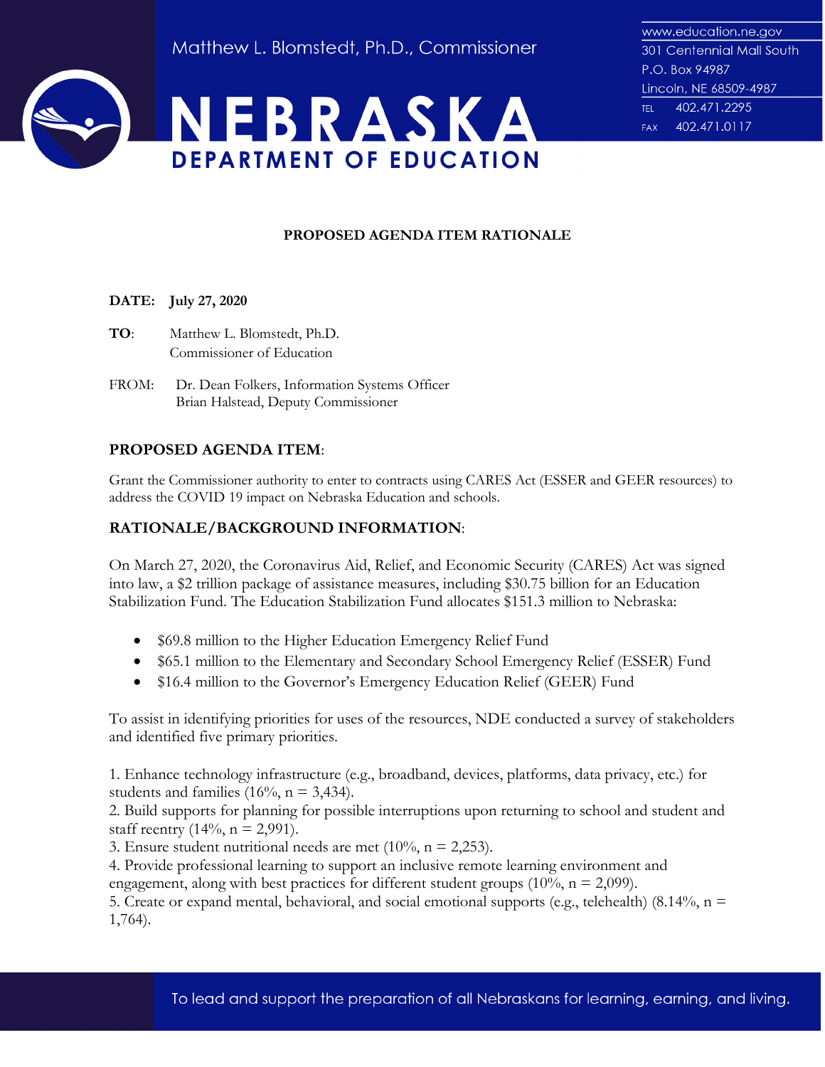Matthew L. Blomstedt, Ph.D., Commissioner

# NEBRASKA DEPARTMENT OF EDUCATION

www.education.ne.gov
301 Centennial Mall South
P.O. Box 94987
Lincoln, NE 68509-4987
TEL 402.471.2295
FAX 402.471.0117

**PROPOSED AGENDA ITEM RATIONALE**

**DATE: July 27, 2020**

**TO**: Matthew L. Blomstedt, Ph.D.
Commissioner of Education

FROM: Dr. Dean Folkers, Information Systems Officer
Brian Halstead, Deputy Commissioner

## PROPOSED AGENDA ITEM:

Grant the Commissioner authority to enter to contracts using CARES Act (ESSER and GEER resources) to address the COVID 19 impact on Nebraska Education and schools.

## RATIONALE/BACKGROUND INFORMATION:

On March 27, 2020, the Coronavirus Aid, Relief, and Economic Security (CARES) Act was signed into law, a $2 trillion package of assistance measures, including $30.75 billion for an Education Stabilization Fund. The Education Stabilization Fund allocates $151.3 million to Nebraska:

- $69.8 million to the Higher Education Emergency Relief Fund
- $65.1 million to the Elementary and Secondary School Emergency Relief (ESSER) Fund
- $16.4 million to the Governor's Emergency Education Relief (GEER) Fund

To assist in identifying priorities for uses of the resources, NDE conducted a survey of stakeholders and identified five primary priorities.

1. Enhance technology infrastructure (e.g., broadband, devices, platforms, data privacy, etc.) for students and families (16%, n = 3,434).
2. Build supports for planning for possible interruptions upon returning to school and student and staff reentry (14%, n = 2,991).
3. Ensure student nutritional needs are met (10%, n = 2,253).
4. Provide professional learning to support an inclusive remote learning environment and engagement, along with best practices for different student groups (10%, n = 2,099).
5. Create or expand mental, behavioral, and social emotional supports (e.g., telehealth) (8.14%, n = 1,764).

To lead and support the preparation of all Nebraskans for learning, earning, and living.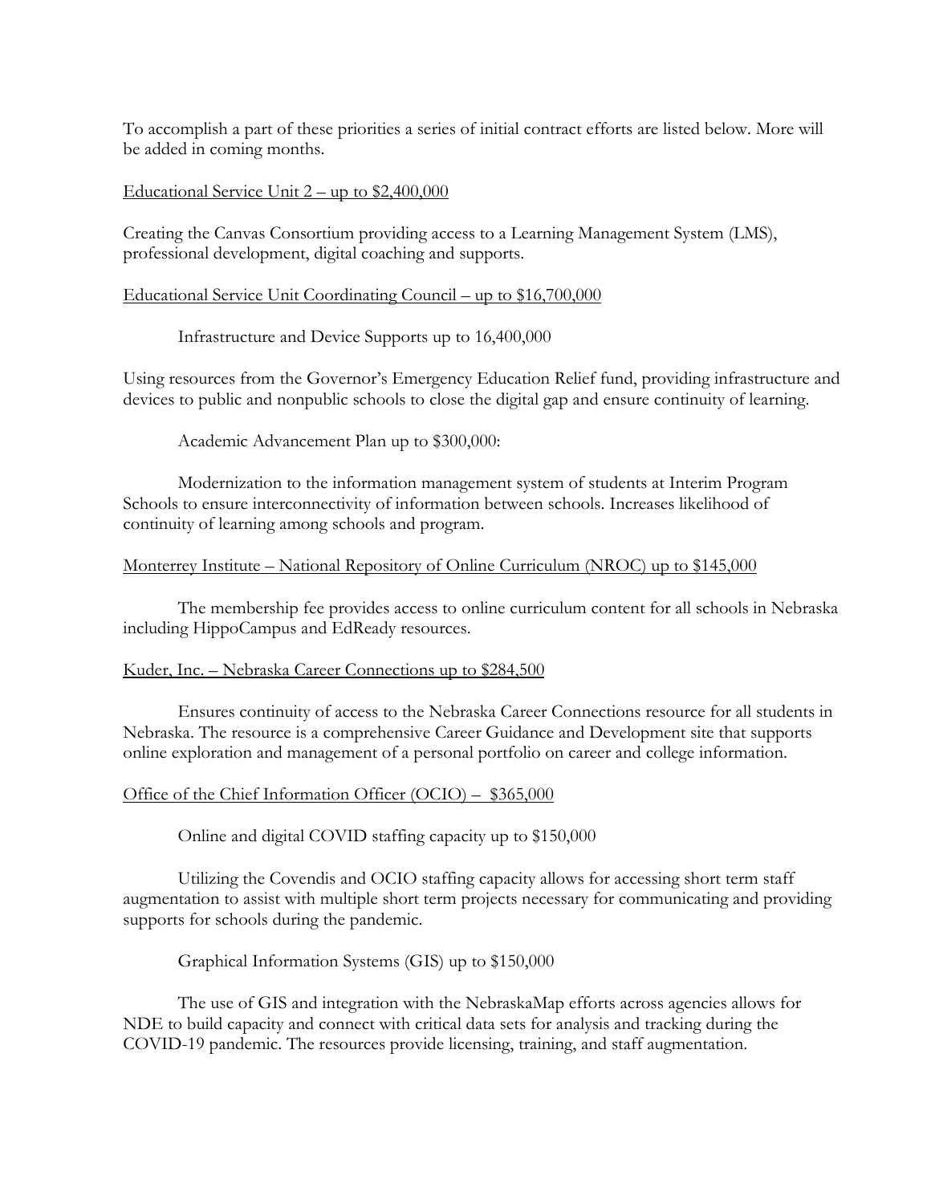To accomplish a part of these priorities a series of initial contract efforts are listed below. More will be added in coming months.

<u>Educational Service Unit 2 – up to $2,400,000</u>

Creating the Canvas Consortium providing access to a Learning Management System (LMS), professional development, digital coaching and supports.

<u>Educational Service Unit Coordinating Council – up to $16,700,000</u>

Infrastructure and Device Supports up to 16,400,000

Using resources from the Governor's Emergency Education Relief fund, providing infrastructure and devices to public and nonpublic schools to close the digital gap and ensure continuity of learning.

Academic Advancement Plan up to $300,000:

Modernization to the information management system of students at Interim Program Schools to ensure interconnectivity of information between schools. Increases likelihood of continuity of learning among schools and program.

<u>Monterrey Institute – National Repository of Online Curriculum (NROC) up to $145,000</u>

The membership fee provides access to online curriculum content for all schools in Nebraska including HippoCampus and EdReady resources.

<u>Kuder, Inc. – Nebraska Career Connections up to $284,500</u>

Ensures continuity of access to the Nebraska Career Connections resource for all students in Nebraska. The resource is a comprehensive Career Guidance and Development site that supports online exploration and management of a personal portfolio on career and college information.

<u>Office of the Chief Information Officer (OCIO) – $365,000</u>

Online and digital COVID staffing capacity up to $150,000

Utilizing the Covendis and OCIO staffing capacity allows for accessing short term staff augmentation to assist with multiple short term projects necessary for communicating and providing supports for schools during the pandemic.

Graphical Information Systems (GIS) up to $150,000

The use of GIS and integration with the NebraskaMap efforts across agencies allows for NDE to build capacity and connect with critical data sets for analysis and tracking during the COVID-19 pandemic. The resources provide licensing, training, and staff augmentation.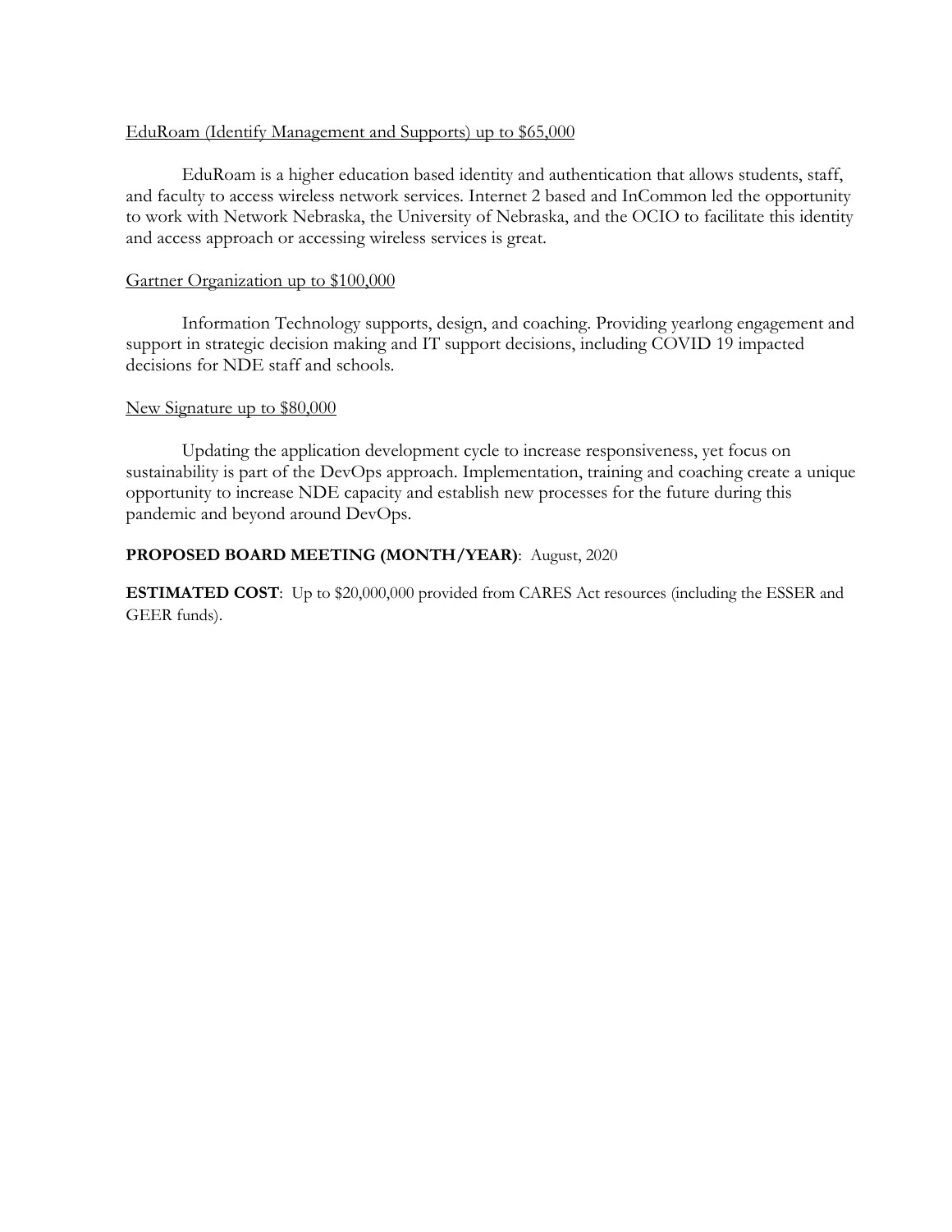<u>EduRoam (Identify Management and Supports) up to $65,000</u>

EduRoam is a higher education based identity and authentication that allows students, staff, and faculty to access wireless network services. Internet 2 based and InCommon led the opportunity to work with Network Nebraska, the University of Nebraska, and the OCIO to facilitate this identity and access approach or accessing wireless services is great.

<u>Gartner Organization up to $100,000</u>

Information Technology supports, design, and coaching. Providing yearlong engagement and support in strategic decision making and IT support decisions, including COVID 19 impacted decisions for NDE staff and schools.

<u>New Signature up to $80,000</u>

Updating the application development cycle to increase responsiveness, yet focus on sustainability is part of the DevOps approach. Implementation, training and coaching create a unique opportunity to increase NDE capacity and establish new processes for the future during this pandemic and beyond around DevOps.

**PROPOSED BOARD MEETING (MONTH/YEAR)**: August, 2020

**ESTIMATED COST**: Up to $20,000,000 provided from CARES Act resources (including the ESSER and GEER funds).